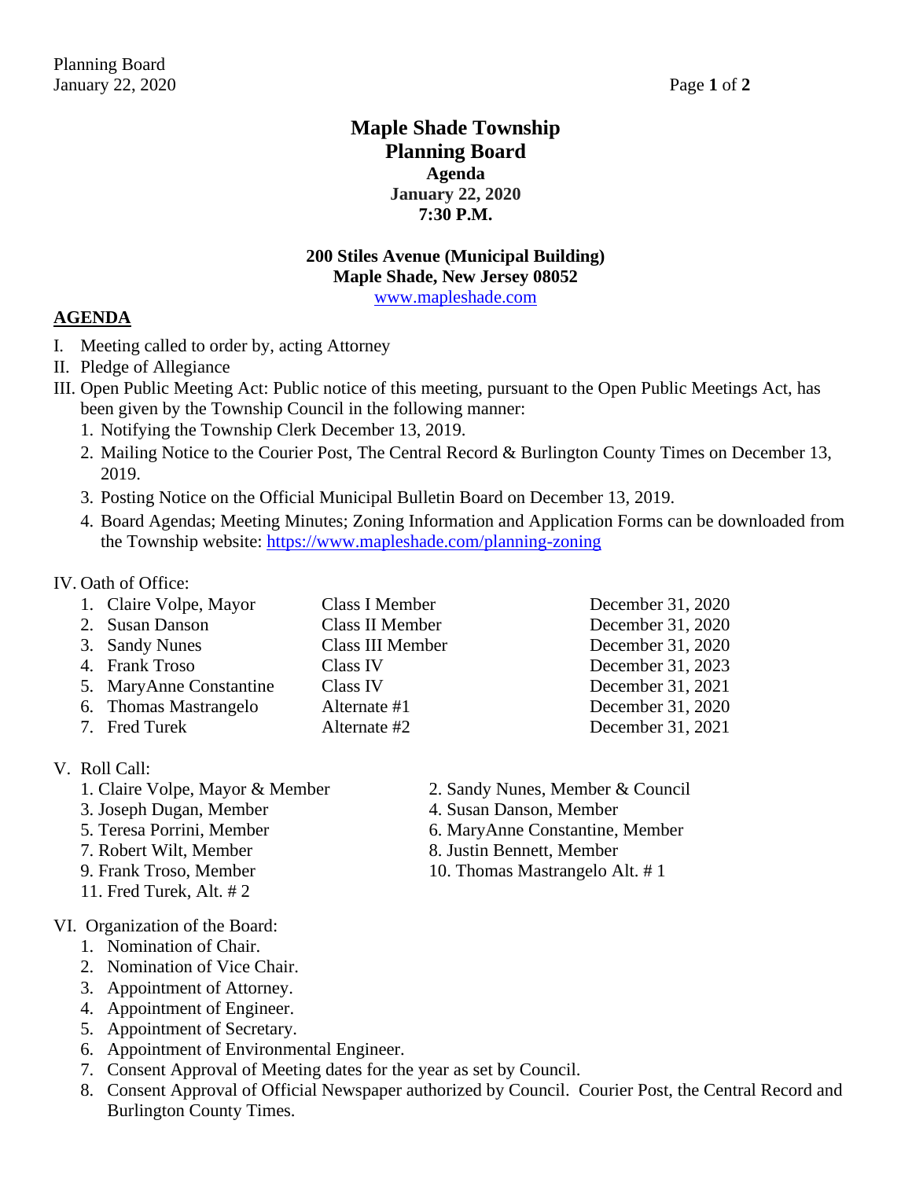# Maple Shade Township
# Planning Board
## Agenda
## January 22, 2020
## 7:30 P.M.

**200 Stiles Avenue (Municipal Building)**
**Maple Shade, New Jersey 08052**
www.mapleshade.com

## AGENDA

I. Meeting called to order by, acting Attorney

II. Pledge of Allegiance

III. Open Public Meeting Act: Public notice of this meeting, pursuant to the Open Public Meetings Act, has been given by the Township Council in the following manner:
1. Notifying the Township Clerk December 13, 2019.
2. Mailing Notice to the Courier Post, The Central Record & Burlington County Times on December 13, 2019.
3. Posting Notice on the Official Municipal Bulletin Board on December 13, 2019.
4. Board Agendas; Meeting Minutes; Zoning Information and Application Forms can be downloaded from the Township website: https://www.mapleshade.com/planning-zoning

IV. Oath of Office:

| | | |
|---|---|---|
| 1. Claire Volpe, Mayor | Class I Member | December 31, 2020 |
| 2. Susan Danson | Class II Member | December 31, 2020 |
| 3. Sandy Nunes | Class III Member | December 31, 2020 |
| 4. Frank Troso | Class IV | December 31, 2023 |
| 5. MaryAnne Constantine | Class IV | December 31, 2021 |
| 6. Thomas Mastrangelo | Alternate #1 | December 31, 2020 |
| 7. Fred Turek | Alternate #2 | December 31, 2021 |

V. Roll Call:
1. Claire Volpe, Mayor & Member
2. Sandy Nunes, Member & Council
3. Joseph Dugan, Member
4. Susan Danson, Member
5. Teresa Porrini, Member
6. MaryAnne Constantine, Member
7. Robert Wilt, Member
8. Justin Bennett, Member
9. Frank Troso, Member
10. Thomas Mastrangelo Alt. # 1
11. Fred Turek, Alt. # 2

VI. Organization of the Board:
1. Nomination of Chair.
2. Nomination of Vice Chair.
3. Appointment of Attorney.
4. Appointment of Engineer.
5. Appointment of Secretary.
6. Appointment of Environmental Engineer.
7. Consent Approval of Meeting dates for the year as set by Council.
8. Consent Approval of Official Newspaper authorized by Council. Courier Post, the Central Record and Burlington County Times.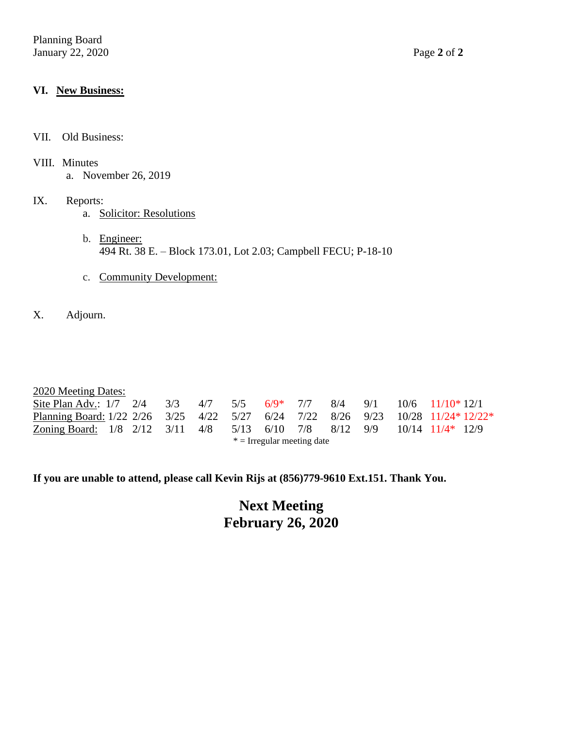## VI. New Business:

VII. Old Business:

VIII. Minutes

a. November 26, 2019

IX. Reports:

a. Solicitor: Resolutions

b. Engineer:
494 Rt. 38 E. – Block 173.01, Lot 2.03; Campbell FECU; P-18-10

c. Community Development:

X. Adjourn.

2020 Meeting Dates:

| | | | | | | | | | | | | |
|---|---|---|---|---|---|---|---|---|---|---|---|---|
| Site Plan Adv.: | 1/7 | 2/4 | 3/3 | 4/7 | 5/5 | 6/9* | 7/7 | 8/4 | 9/1 | 10/6 | 11/10* | 12/1 |
| Planning Board: | 1/22 | 2/26 | 3/25 | 4/22 | 5/27 | 6/24 | 7/22 | 8/26 | 9/23 | 10/28 | 11/24* | 12/22* |
| Zoning Board: | 1/8 | 2/12 | 3/11 | 4/8 | 5/13 | 6/10 | 7/8 | 8/12 | 9/9 | 10/14 | 11/4* | 12/9 |

* = Irregular meeting date

**If you are unable to attend, please call Kevin Rijs at (856)779-9610 Ext.151. Thank You.**

**Next Meeting**
**February 26, 2020**